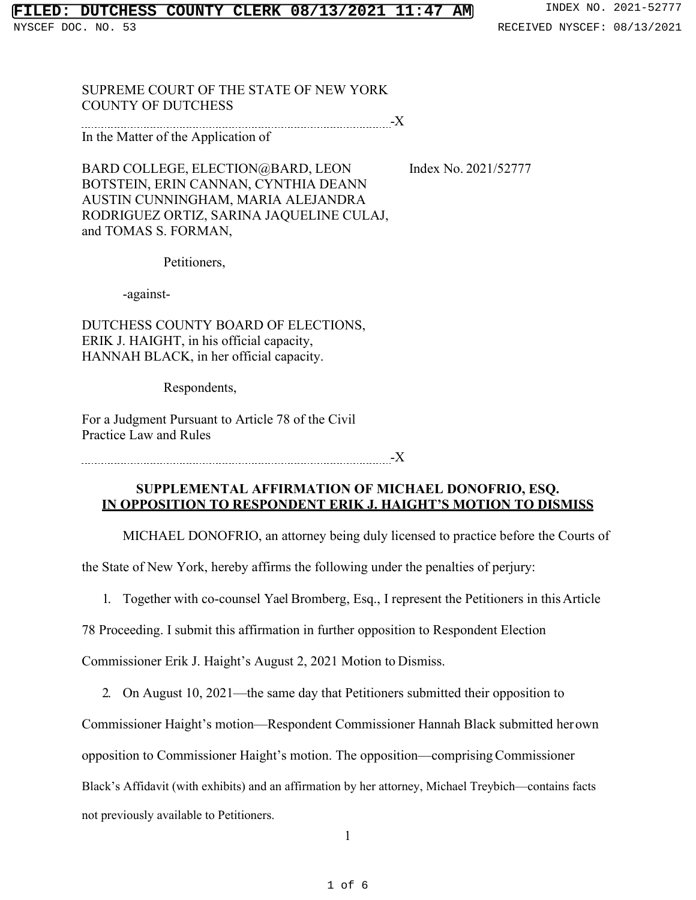SUPREME COURT OF THE STATE OF NEW YORK
COUNTY OF DUTCHESS

-X

In the Matter of the Application of

BARD COLLEGE, ELECTION@BARD, LEON BOTSTEIN, ERIN CANNAN, CYNTHIA DEANN AUSTIN CUNNINGHAM, MARIA ALEJANDRA RODRIGUEZ ORTIZ, SARINA JAQUELINE CULAJ, and TOMAS S. FORMAN,

Index No. 2021/52777

Petitioners,

-against-

DUTCHESS COUNTY BOARD OF ELECTIONS, ERIK J. HAIGHT, in his official capacity, HANNAH BLACK, in her official capacity.

Respondents,

For a Judgment Pursuant to Article 78 of the Civil Practice Law and Rules

-X

## SUPPLEMENTAL AFFIRMATION OF MICHAEL DONOFRIO, ESQ. IN OPPOSITION TO RESPONDENT ERIK J. HAIGHT'S MOTION TO DISMISS

MICHAEL DONOFRIO, an attorney being duly licensed to practice before the Courts of the State of New York, hereby affirms the following under the penalties of perjury:

1. Together with co-counsel Yael Bromberg, Esq., I represent the Petitioners in this Article 78 Proceeding. I submit this affirmation in further opposition to Respondent Election Commissioner Erik J. Haight's August 2, 2021 Motion to Dismiss.

2. On August 10, 2021—the same day that Petitioners submitted their opposition to Commissioner Haight's motion—Respondent Commissioner Hannah Black submitted her own opposition to Commissioner Haight's motion. The opposition—comprising Commissioner Black's Affidavit (with exhibits) and an affirmation by her attorney, Michael Treybich—contains facts not previously available to Petitioners.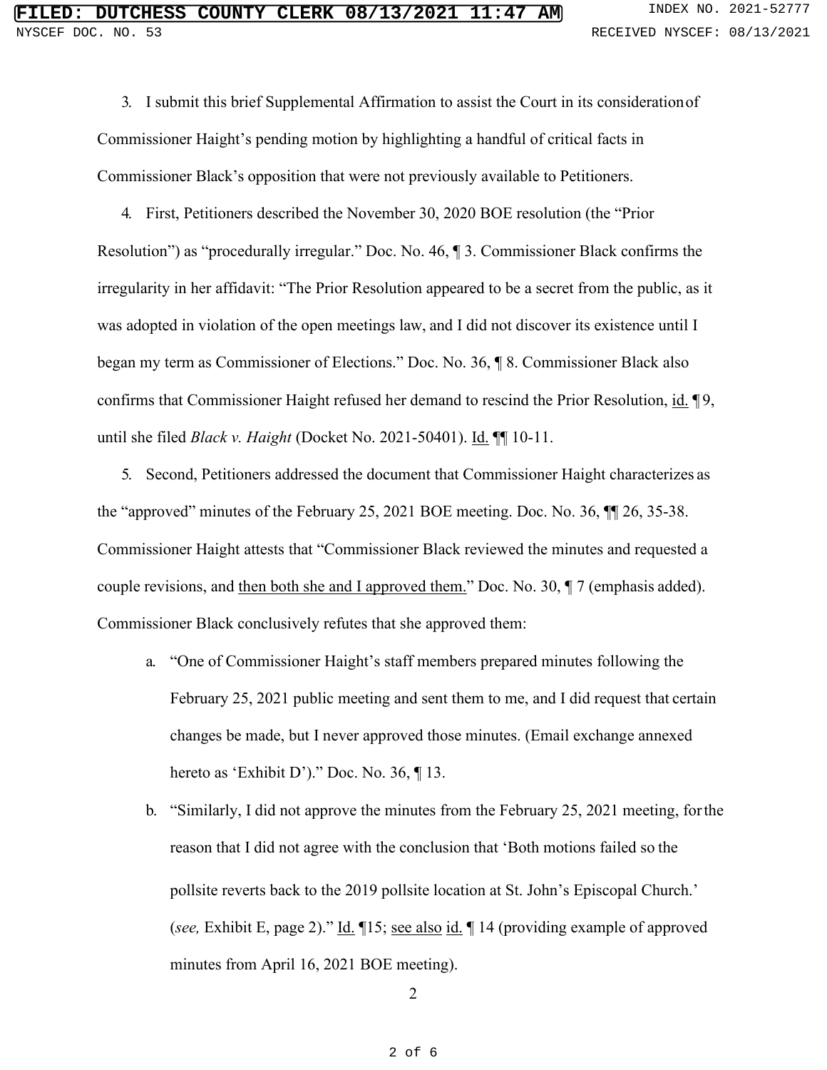3. I submit this brief Supplemental Affirmation to assist the Court in its consideration of Commissioner Haight's pending motion by highlighting a handful of critical facts in Commissioner Black's opposition that were not previously available to Petitioners.

4. First, Petitioners described the November 30, 2020 BOE resolution (the "Prior Resolution") as "procedurally irregular." Doc. No. 46, ¶ 3. Commissioner Black confirms the irregularity in her affidavit: "The Prior Resolution appeared to be a secret from the public, as it was adopted in violation of the open meetings law, and I did not discover its existence until I began my term as Commissioner of Elections." Doc. No. 36, ¶ 8. Commissioner Black also confirms that Commissioner Haight refused her demand to rescind the Prior Resolution, id. ¶ 9, until she filed *Black v. Haight* (Docket No. 2021-50401). Id. ¶¶ 10-11.

5. Second, Petitioners addressed the document that Commissioner Haight characterizes as the "approved" minutes of the February 25, 2021 BOE meeting. Doc. No. 36, ¶¶ 26, 35-38. Commissioner Haight attests that "Commissioner Black reviewed the minutes and requested a couple revisions, and then both she and I approved them." Doc. No. 30, ¶ 7 (emphasis added). Commissioner Black conclusively refutes that she approved them:

   a. "One of Commissioner Haight's staff members prepared minutes following the February 25, 2021 public meeting and sent them to me, and I did request that certain changes be made, but I never approved those minutes. (Email exchange annexed hereto as 'Exhibit D')." Doc. No. 36, ¶ 13.

   b. "Similarly, I did not approve the minutes from the February 25, 2021 meeting, for the reason that I did not agree with the conclusion that 'Both motions failed so the pollsite reverts back to the 2019 pollsite location at St. John's Episcopal Church.' (*see,* Exhibit E, page 2)." Id. ¶15; see also id. ¶ 14 (providing example of approved minutes from April 16, 2021 BOE meeting).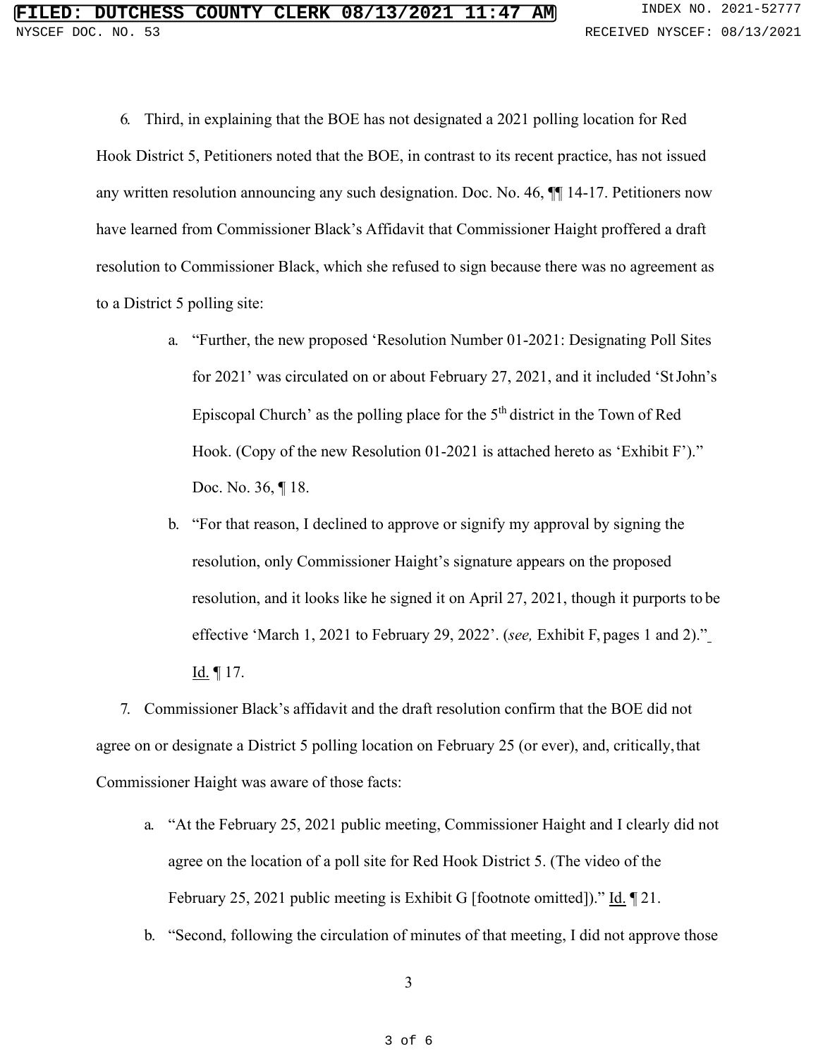6. Third, in explaining that the BOE has not designated a 2021 polling location for Red Hook District 5, Petitioners noted that the BOE, in contrast to its recent practice, has not issued any written resolution announcing any such designation. Doc. No. 46, ¶¶ 14-17. Petitioners now have learned from Commissioner Black's Affidavit that Commissioner Haight proffered a draft resolution to Commissioner Black, which she refused to sign because there was no agreement as to a District 5 polling site:

   a. "Further, the new proposed 'Resolution Number 01-2021: Designating Poll Sites for 2021' was circulated on or about February 27, 2021, and it included 'St John's Episcopal Church' as the polling place for the 5th district in the Town of Red Hook. (Copy of the new Resolution 01-2021 is attached hereto as 'Exhibit F')." Doc. No. 36, ¶ 18.

   b. "For that reason, I declined to approve or signify my approval by signing the resolution, only Commissioner Haight's signature appears on the proposed resolution, and it looks like he signed it on April 27, 2021, though it purports to be effective 'March 1, 2021 to February 29, 2022'. (*see,* Exhibit F, pages 1 and 2)." Id. ¶ 17.

7. Commissioner Black's affidavit and the draft resolution confirm that the BOE did not agree on or designate a District 5 polling location on February 25 (or ever), and, critically, that Commissioner Haight was aware of those facts:

   a. "At the February 25, 2021 public meeting, Commissioner Haight and I clearly did not agree on the location of a poll site for Red Hook District 5. (The video of the February 25, 2021 public meeting is Exhibit G [footnote omitted])." Id. ¶ 21.

   b. "Second, following the circulation of minutes of that meeting, I did not approve those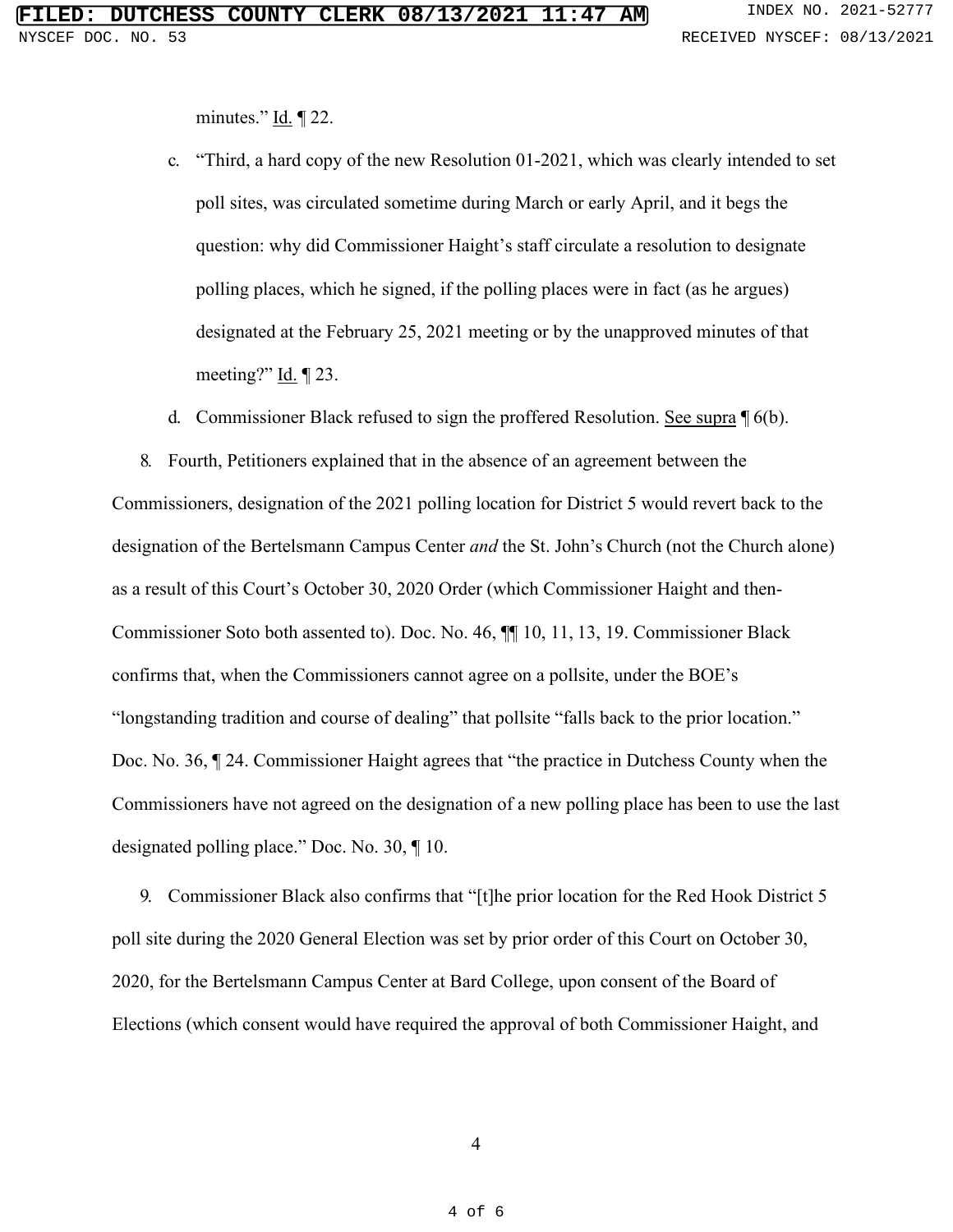minutes." Id. ¶ 22.

c. "Third, a hard copy of the new Resolution 01-2021, which was clearly intended to set poll sites, was circulated sometime during March or early April, and it begs the question: why did Commissioner Haight's staff circulate a resolution to designate polling places, which he signed, if the polling places were in fact (as he argues) designated at the February 25, 2021 meeting or by the unapproved minutes of that meeting?" Id. ¶ 23.

d. Commissioner Black refused to sign the proffered Resolution. See supra ¶ 6(b).

8. Fourth, Petitioners explained that in the absence of an agreement between the Commissioners, designation of the 2021 polling location for District 5 would revert back to the designation of the Bertelsmann Campus Center *and* the St. John's Church (not the Church alone) as a result of this Court's October 30, 2020 Order (which Commissioner Haight and then-Commissioner Soto both assented to). Doc. No. 46, ¶¶ 10, 11, 13, 19. Commissioner Black confirms that, when the Commissioners cannot agree on a pollsite, under the BOE's "longstanding tradition and course of dealing" that pollsite "falls back to the prior location." Doc. No. 36, ¶ 24. Commissioner Haight agrees that "the practice in Dutchess County when the Commissioners have not agreed on the designation of a new polling place has been to use the last designated polling place." Doc. No. 30, ¶ 10.

9. Commissioner Black also confirms that "[t]he prior location for the Red Hook District 5 poll site during the 2020 General Election was set by prior order of this Court on October 30, 2020, for the Bertelsmann Campus Center at Bard College, upon consent of the Board of Elections (which consent would have required the approval of both Commissioner Haight, and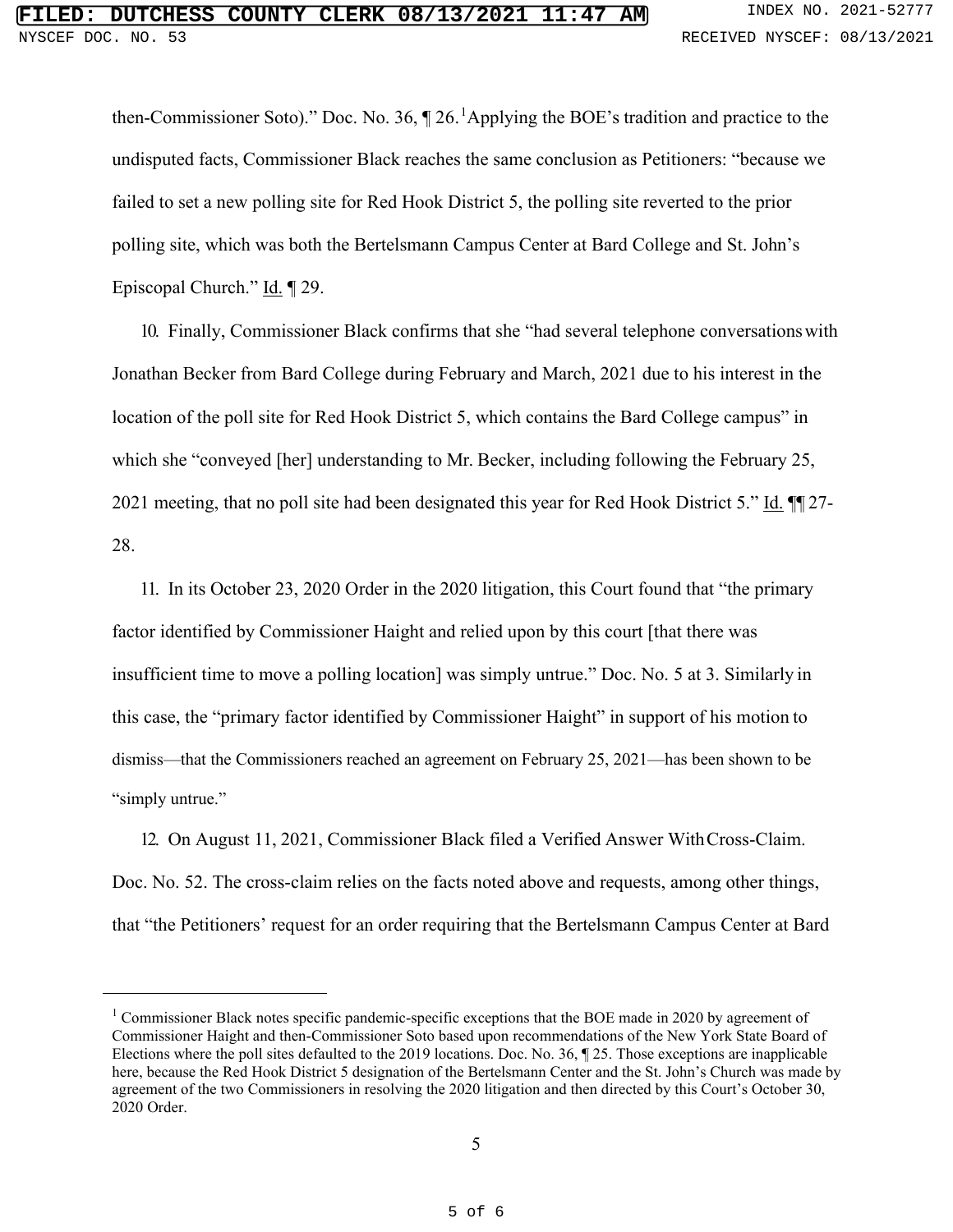then-Commissioner Soto)." Doc. No. 36, ¶ 26.[1] Applying the BOE's tradition and practice to the undisputed facts, Commissioner Black reaches the same conclusion as Petitioners: "because we failed to set a new polling site for Red Hook District 5, the polling site reverted to the prior polling site, which was both the Bertelsmann Campus Center at Bard College and St. John's Episcopal Church." Id. ¶ 29.

10. Finally, Commissioner Black confirms that she "had several telephone conversations with Jonathan Becker from Bard College during February and March, 2021 due to his interest in the location of the poll site for Red Hook District 5, which contains the Bard College campus" in which she "conveyed [her] understanding to Mr. Becker, including following the February 25, 2021 meeting, that no poll site had been designated this year for Red Hook District 5." Id. ¶¶ 27-28.

11. In its October 23, 2020 Order in the 2020 litigation, this Court found that "the primary factor identified by Commissioner Haight and relied upon by this court [that there was insufficient time to move a polling location] was simply untrue." Doc. No. 5 at 3. Similarly in this case, the "primary factor identified by Commissioner Haight" in support of his motion to dismiss—that the Commissioners reached an agreement on February 25, 2021—has been shown to be "simply untrue."

12. On August 11, 2021, Commissioner Black filed a Verified Answer With Cross-Claim. Doc. No. 52. The cross-claim relies on the facts noted above and requests, among other things, that "the Petitioners' request for an order requiring that the Bertelsmann Campus Center at Bard

---

[1] Commissioner Black notes specific pandemic-specific exceptions that the BOE made in 2020 by agreement of Commissioner Haight and then-Commissioner Soto based upon recommendations of the New York State Board of Elections where the poll sites defaulted to the 2019 locations. Doc. No. 36, ¶ 25. Those exceptions are inapplicable here, because the Red Hook District 5 designation of the Bertelsmann Center and the St. John's Church was made by agreement of the two Commissioners in resolving the 2020 litigation and then directed by this Court's October 30, 2020 Order.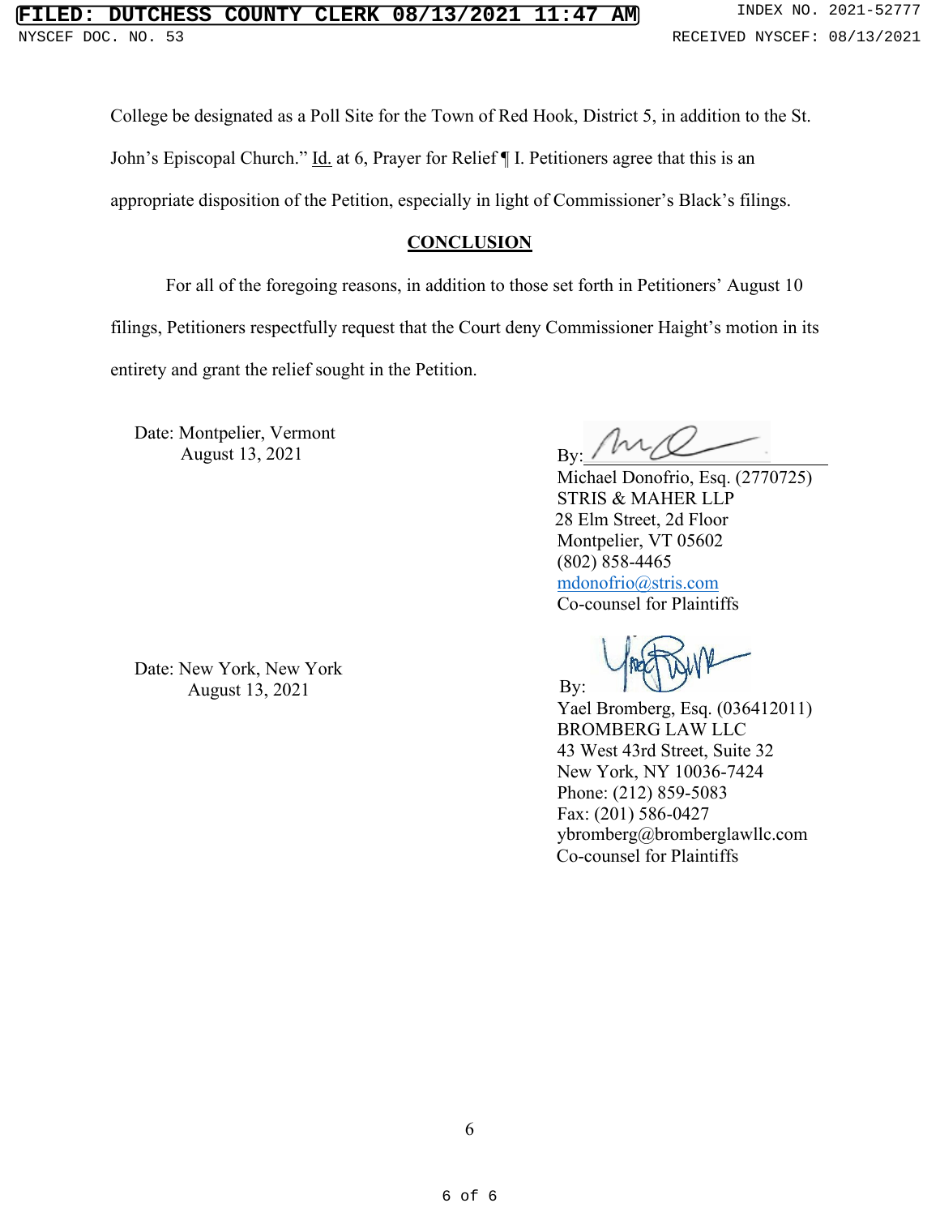College be designated as a Poll Site for the Town of Red Hook, District 5, in addition to the St. John's Episcopal Church." Id. at 6, Prayer for Relief ¶ I. Petitioners agree that this is an appropriate disposition of the Petition, especially in light of Commissioner's Black's filings.

## CONCLUSION

For all of the foregoing reasons, in addition to those set forth in Petitioners' August 10 filings, Petitioners respectfully request that the Court deny Commissioner Haight's motion in its entirety and grant the relief sought in the Petition.

Date: Montpelier, Vermont
August 13, 2021

By:\_\_\_\_\_\_\_\_\_\_\_\_\_\_\_\_\_\_\_\_
Michael Donofrio, Esq. (2770725)
STRIS & MAHER LLP
28 Elm Street, 2d Floor
Montpelier, VT 05602
(802) 858-4465
mdonofrio@stris.com
Co-counsel for Plaintiffs

Date: New York, New York
August 13, 2021

By:
Yael Bromberg, Esq. (036412011)
BROMBERG LAW LLC
43 West 43rd Street, Suite 32
New York, NY 10036-7424
Phone: (212) 859-5083
Fax: (201) 586-0427
ybromberg@bromberglawllc.com
Co-counsel for Plaintiffs